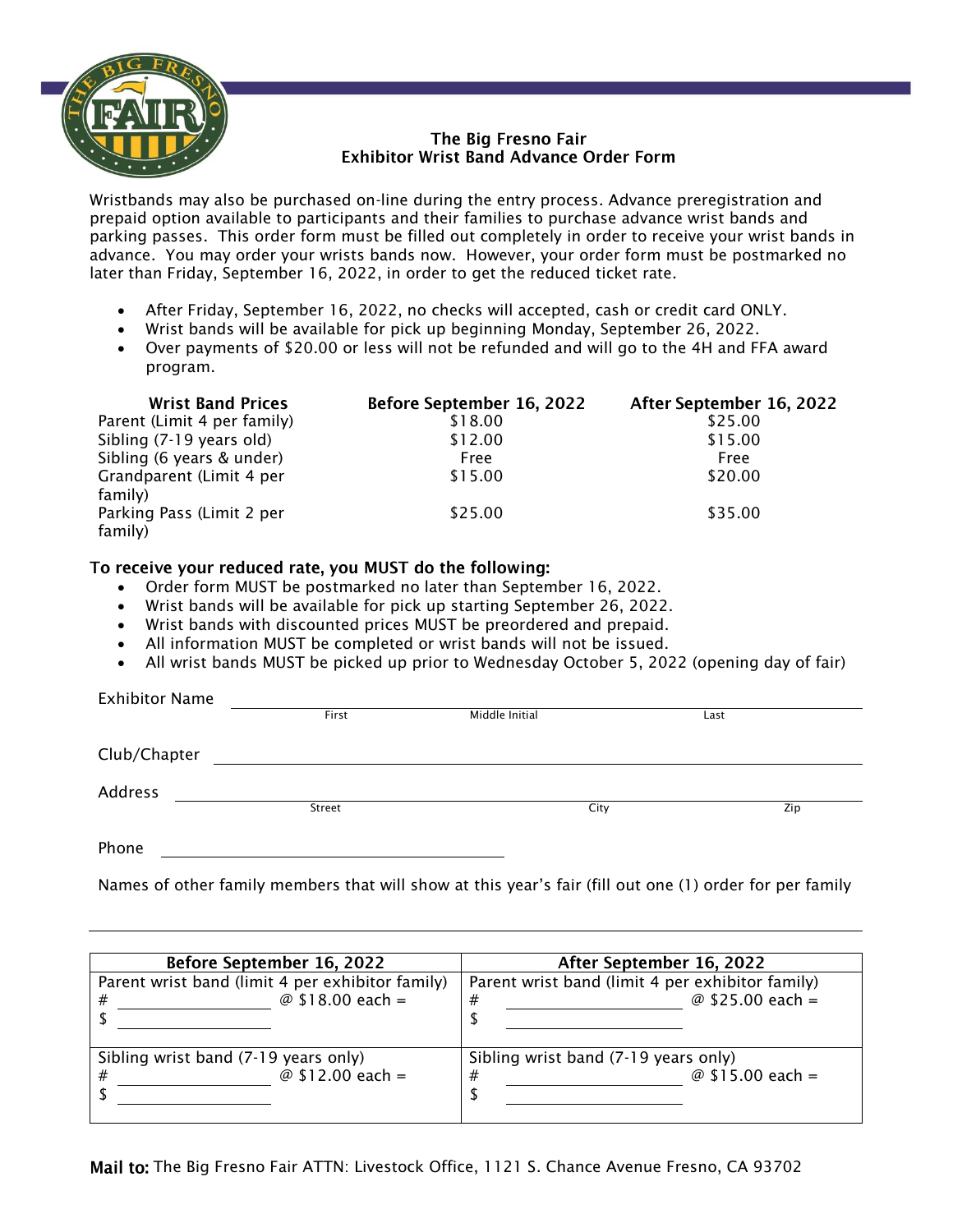# The Big Fresno Fair
## Exhibitor Wrist Band Advance Order Form

Wristbands may also be purchased on-line during the entry process. Advance preregistration and prepaid option available to participants and their families to purchase advance wrist bands and parking passes. This order form must be filled out completely in order to receive your wrist bands in advance. You may order your wrists bands now. However, your order form must be postmarked no later than Friday, September 16, 2022, in order to get the reduced ticket rate.

- After Friday, September 16, 2022, no checks will accepted, cash or credit card ONLY.
- Wrist bands will be available for pick up beginning Monday, September 26, 2022.
- Over payments of $20.00 or less will not be refunded and will go to the 4H and FFA award program.

| Wrist Band Prices | Before September 16, 2022 | After September 16, 2022 |
|---|---|---|
| Parent (Limit 4 per family) | $18.00 | $25.00 |
| Sibling (7-19 years old) | $12.00 | $15.00 |
| Sibling (6 years & under) | Free | Free |
| Grandparent (Limit 4 per family) | $15.00 | $20.00 |
| Parking Pass (Limit 2 per family) | $25.00 | $35.00 |

**To receive your reduced rate, you MUST do the following:**

- Order form MUST be postmarked no later than September 16, 2022.
- Wrist bands will be available for pick up starting September 26, 2022.
- Wrist bands with discounted prices MUST be preordered and prepaid.
- All information MUST be completed or wrist bands will not be issued.
- All wrist bands MUST be picked up prior to Wednesday October 5, 2022 (opening day of fair)

Exhibitor Name ______________________________________________
First Middle Initial Last

Club/Chapter ______________________________________________

Address ______________________________________________
Street City Zip

Phone ____________________________

Names of other family members that will show at this year's fair (fill out one (1) order for per family

______________________________________________

| Before September 16, 2022 | After September 16, 2022 |
|---|---|
| Parent wrist band (limit 4 per exhibitor family)<br># ____________ @ $18.00 each =<br>$ ____________ | Parent wrist band (limit 4 per exhibitor family)<br># ____________ @ $25.00 each =<br>$ ____________ |
| Sibling wrist band (7-19 years only)<br># ____________ @ $12.00 each =<br>$ ____________ | Sibling wrist band (7-19 years only)<br># ____________ @ $15.00 each =<br>$ ____________ |

**Mail to:** The Big Fresno Fair ATTN: Livestock Office, 1121 S. Chance Avenue Fresno, CA 93702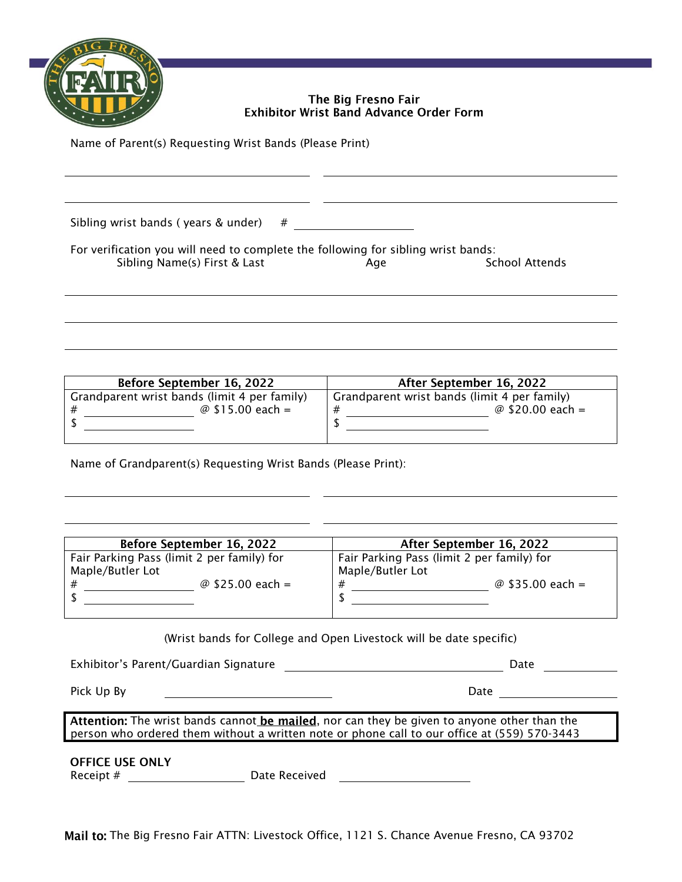# The Big Fresno Fair
## Exhibitor Wrist Band Advance Order Form

Name of Parent(s) Requesting Wrist Bands (Please Print)

______________________ ______________________

______________________ ______________________

Sibling wrist bands ( years & under) # ____________

For verification you will need to complete the following for sibling wrist bands:

Sibling Name(s) First & Last Age School Attends

______________________________________________

______________________________________________

______________________________________________

| Before September 16, 2022 | After September 16, 2022 |
|---|---|
| Grandparent wrist bands (limit 4 per family)<br># ____________ @ $15.00 each =<br>$ ____________ | Grandparent wrist bands (limit 4 per family)<br># ____________ @ $20.00 each =<br>$ ____________ |

Name of Grandparent(s) Requesting Wrist Bands (Please Print):

______________________ ______________________

______________________ ______________________

| Before September 16, 2022 | After September 16, 2022 |
|---|---|
| Fair Parking Pass (limit 2 per family) for Maple/Butler Lot<br># ____________ @ $25.00 each =<br>$ ____________ | Fair Parking Pass (limit 2 per family) for Maple/Butler Lot<br># ____________ @ $35.00 each =<br>$ ____________ |

(Wrist bands for College and Open Livestock will be date specific)

Exhibitor's Parent/Guardian Signature ______________________ Date ____________

Pick Up By ______________________ Date ____________

**Attention:** The wrist bands cannot **be mailed**, nor can they be given to anyone other than the person who ordered them without a written note or phone call to our office at (559) 570-3443

**OFFICE USE ONLY**

Receipt # ____________ Date Received ____________

**Mail to:** The Big Fresno Fair ATTN: Livestock Office, 1121 S. Chance Avenue Fresno, CA 93702